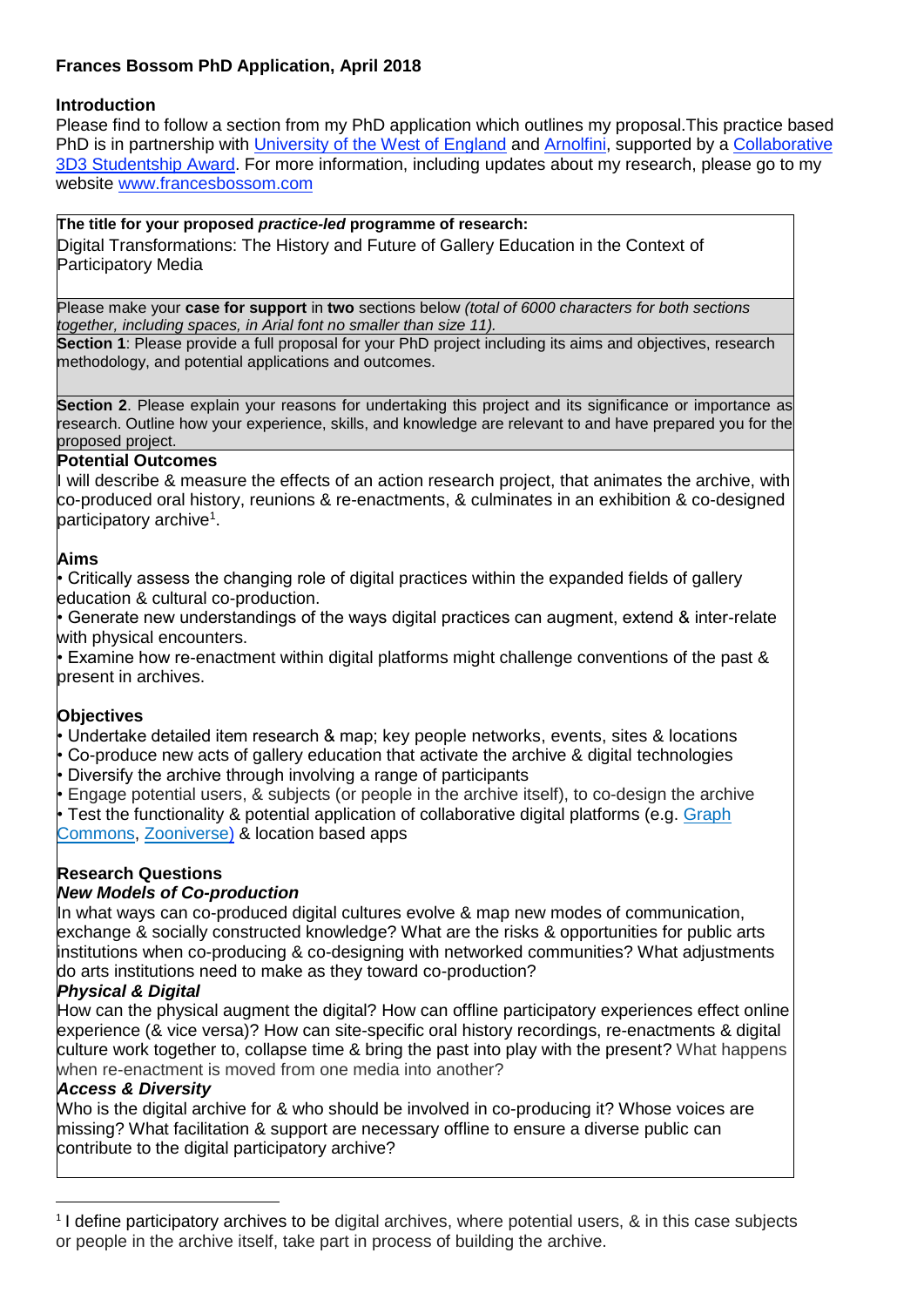**Frances Bossom PhD Application, April 2018**

**Introduction**

Please find to follow a section from my PhD application which outlines my proposal.This practice based PhD is in partnership with University of the West of England and Arnolfini, supported by a Collaborative 3D3 Studentship Award. For more information, including updates about my research, please go to my website www.francesbossom.com

**The title for your proposed *practice-led* programme of research:**

Digital Transformations: The History and Future of Gallery Education in the Context of Participatory Media

Please make your **case for support** in **two** sections below *(total of 6000 characters for both sections together, including spaces, in Arial font no smaller than size 11).*

**Section 1**: Please provide a full proposal for your PhD project including its aims and objectives, research methodology, and potential applications and outcomes.

**Section 2**. Please explain your reasons for undertaking this project and its significance or importance as research. Outline how your experience, skills, and knowledge are relevant to and have prepared you for the proposed project.

**Potential Outcomes**

I will describe & measure the effects of an action research project, that animates the archive, with co-produced oral history, reunions & re-enactments, & culminates in an exhibition & co-designed participatory archive[1].

**Aims**

- Critically assess the changing role of digital practices within the expanded fields of gallery education & cultural co-production.
- Generate new understandings of the ways digital practices can augment, extend & inter-relate with physical encounters.
- Examine how re-enactment within digital platforms might challenge conventions of the past & present in archives.

**Objectives**

- Undertake detailed item research & map; key people networks, events, sites & locations
- Co-produce new acts of gallery education that activate the archive & digital technologies
- Diversify the archive through involving a range of participants
- Engage potential users, & subjects (or people in the archive itself), to co-design the archive
- Test the functionality & potential application of collaborative digital platforms (e.g. Graph Commons, Zooniverse) & location based apps

**Research Questions**

***New Models of Co-production***

In what ways can co-produced digital cultures evolve & map new modes of communication, exchange & socially constructed knowledge? What are the risks & opportunities for public arts institutions when co-producing & co-designing with networked communities? What adjustments do arts institutions need to make as they toward co-production?

***Physical & Digital***

How can the physical augment the digital? How can offline participatory experiences effect online experience (& vice versa)? How can site-specific oral history recordings, re-enactments & digital culture work together to, collapse time & bring the past into play with the present? What happens when re-enactment is moved from one media into another?

***Access & Diversity***

Who is the digital archive for & who should be involved in co-producing it? Whose voices are missing? What facilitation & support are necessary offline to ensure a diverse public can contribute to the digital participatory archive?

---

[1] I define participatory archives to be digital archives, where potential users, & in this case subjects or people in the archive itself, take part in process of building the archive.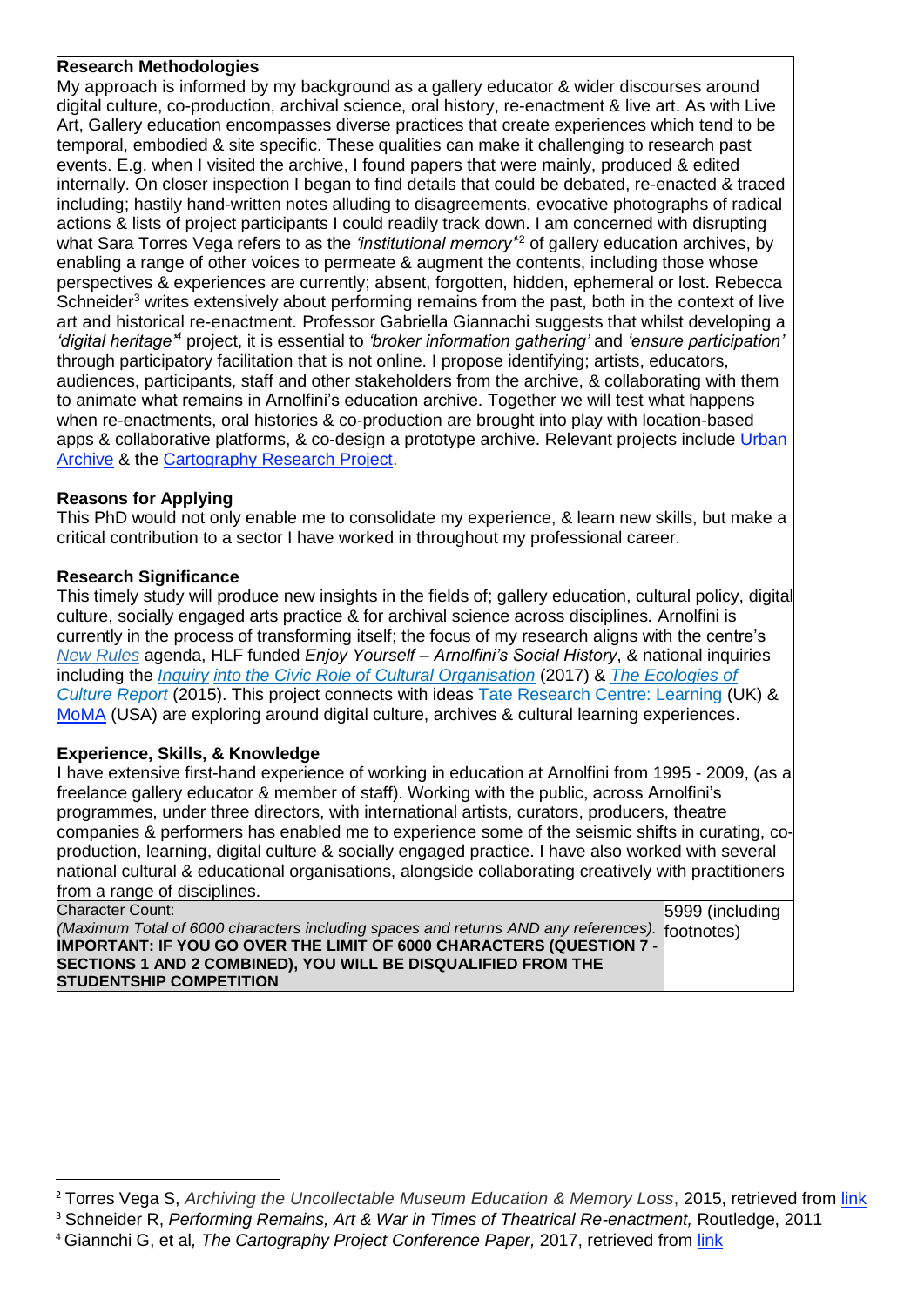**Research Methodologies**

My approach is informed by my background as a gallery educator & wider discourses around digital culture, co-production, archival science, oral history, re-enactment & live art. As with Live Art, Gallery education encompasses diverse practices that create experiences which tend to be temporal, embodied & site specific. These qualities can make it challenging to research past events. E.g. when I visited the archive, I found papers that were mainly, produced & edited internally. On closer inspection I began to find details that could be debated, re-enacted & traced including; hastily hand-written notes alluding to disagreements, evocative photographs of radical actions & lists of project participants I could readily track down. I am concerned with disrupting what Sara Torres Vega refers to as the *'institutional memory'*[2] of gallery education archives, by enabling a range of other voices to permeate & augment the contents, including those whose perspectives & experiences are currently; absent, forgotten, hidden, ephemeral or lost. Rebecca Schneider[3] writes extensively about performing remains from the past, both in the context of live art and historical re-enactment. Professor Gabriella Giannachi suggests that whilst developing a *'digital heritage'*[4] project, it is essential to *'broker information gathering'* and *'ensure participation'* through participatory facilitation that is not online. I propose identifying; artists, educators, audiences, participants, staff and other stakeholders from the archive, & collaborating with them to animate what remains in Arnolfini's education archive. Together we will test what happens when re-enactments, oral histories & co-production are brought into play with location-based apps & collaborative platforms, & co-design a prototype archive. Relevant projects include Urban Archive & the Cartography Research Project.

**Reasons for Applying**

This PhD would not only enable me to consolidate my experience, & learn new skills, but make a critical contribution to a sector I have worked in throughout my professional career.

**Research Significance**

This timely study will produce new insights in the fields of; gallery education, cultural policy, digital culture, socially engaged arts practice & for archival science across disciplines. Arnolfini is currently in the process of transforming itself; the focus of my research aligns with the centre's *New Rules* agenda, HLF funded *Enjoy Yourself – Arnolfini's Social History*, & national inquiries including the *Inquiry into the Civic Role of Cultural Organisation* (2017) & *The Ecologies of Culture Report* (2015). This project connects with ideas Tate Research Centre: Learning (UK) & MoMA (USA) are exploring around digital culture, archives & cultural learning experiences.

**Experience, Skills, & Knowledge**

I have extensive first-hand experience of working in education at Arnolfini from 1995 - 2009, (as a freelance gallery educator & member of staff). Working with the public, across Arnolfini's programmes, under three directors, with international artists, curators, producers, theatre companies & performers has enabled me to experience some of the seismic shifts in curating, co-production, learning, digital culture & socially engaged practice. I have also worked with several national cultural & educational organisations, alongside collaborating creatively with practitioners from a range of disciplines.

| | |
|---|---|
| Character Count:<br>*(Maximum Total of 6000 characters including spaces and returns AND any references).*<br>**IMPORTANT: IF YOU GO OVER THE LIMIT OF 6000 CHARACTERS (QUESTION 7 - SECTIONS 1 AND 2 COMBINED), YOU WILL BE DISQUALIFIED FROM THE STUDENTSHIP COMPETITION** | 5999 (including footnotes) |

[2] Torres Vega S, *Archiving the Uncollectable Museum Education & Memory Loss*, 2015, retrieved from link

[3] Schneider R, *Performing Remains, Art & War in Times of Theatrical Re-enactment,* Routledge, 2011

[4] Giannchi G, et al*, The Cartography Project Conference Paper,* 2017, retrieved from link